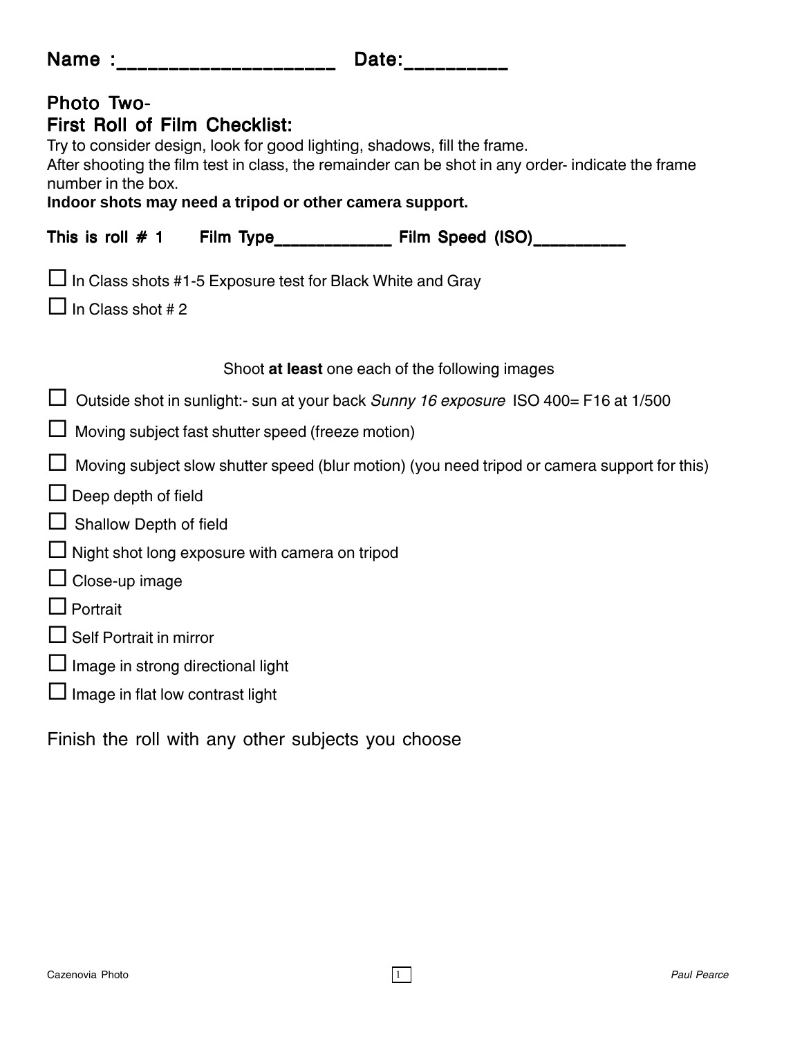**Name :____________________ Date:__________**

## Photo Two-
## First Roll of Film Checklist:

Try to consider design, look for good lighting, shadows, fill the frame.
After shooting the film test in class, the remainder can be shot in any order- indicate the frame number in the box.
**Indoor shots may need a tripod or other camera support.**

**This is roll # 1 Film Type_____________ Film Speed (ISO)__________**

- ☐ In Class shots #1-5 Exposure test for Black White and Gray
- ☐ In Class shot # 2

Shoot **at least** one each of the following images

- ☐ Outside shot in sunlight:- sun at your back *Sunny 16 exposure* ISO 400= F16 at 1/500
- ☐ Moving subject fast shutter speed (freeze motion)
- ☐ Moving subject slow shutter speed (blur motion) (you need tripod or camera support for this)
- ☐ Deep depth of field
- ☐ Shallow Depth of field
- ☐ Night shot long exposure with camera on tripod
- ☐ Close-up image
- ☐ Portrait
- ☐ Self Portrait in mirror
- ☐ Image in strong directional light
- ☐ Image in flat low contrast light

Finish the roll with any other subjects you choose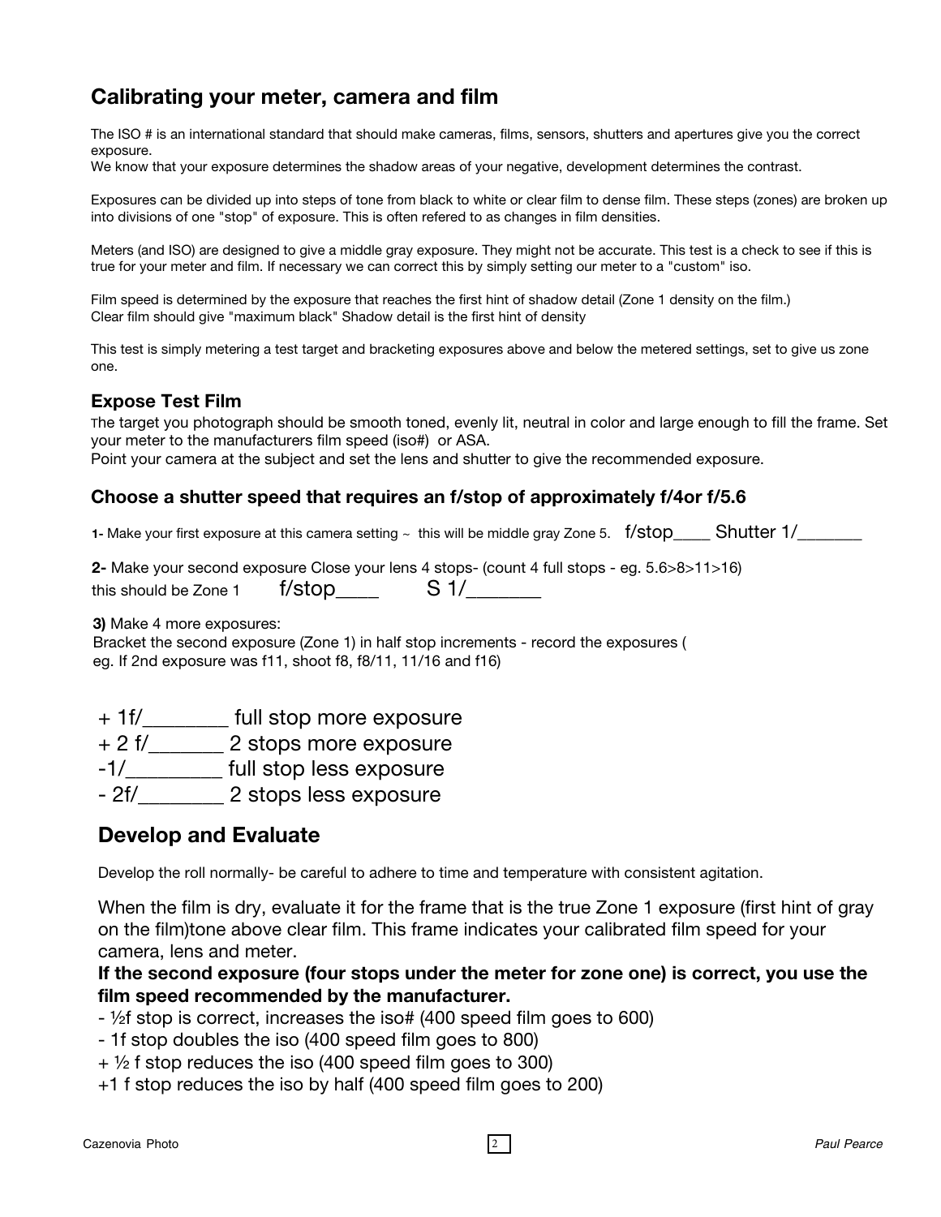# Calibrating your meter, camera and film

The ISO # is an international standard that should make cameras, films, sensors, shutters and apertures give you the correct exposure.
We know that your exposure determines the shadow areas of your negative, development determines the contrast.

Exposures can be divided up into steps of tone from black to white or clear film to dense film. These steps (zones) are broken up into divisions of one "stop" of exposure. This is often refered to as changes in film densities.

Meters (and ISO) are designed to give a middle gray exposure. They might not be accurate. This test is a check to see if this is true for your meter and film. If necessary we can correct this by simply setting our meter to a "custom" iso.

Film speed is determined by the exposure that reaches the first hint of shadow detail (Zone 1 density on the film.)
Clear film should give "maximum black" Shadow detail is the first hint of density

This test is simply metering a test target and bracketing exposures above and below the metered settings, set to give us zone one.

## Expose Test Film

The target you photograph should be smooth toned, evenly lit, neutral in color and large enough to fill the frame. Set your meter to the manufacturers film speed (iso#) or ASA.
Point your camera at the subject and set the lens and shutter to give the recommended exposure.

## Choose a shutter speed that requires an f/stop of approximately f/4or f/5.6

**1-** Make your first exposure at this camera setting ~ this will be middle gray Zone 5. f/stop____ Shutter 1/_______

**2-** Make your second exposure Close your lens 4 stops- (count 4 full stops - eg. 5.6>8>11>16)
this should be Zone 1 f/stop____ S 1/_______

**3)** Make 4 more exposures:
Bracket the second exposure (Zone 1) in half stop increments - record the exposures ( eg. If 2nd exposure was f11, shoot f8, f8/11, 11/16 and f16)

+ 1f/________ full stop more exposure
+ 2 f/_______ 2 stops more exposure
-1/_________ full stop less exposure
- 2f/________ 2 stops less exposure

## Develop and Evaluate

Develop the roll normally- be careful to adhere to time and temperature with consistent agitation.

When the film is dry, evaluate it for the frame that is the true Zone 1 exposure (first hint of gray on the film)tone above clear film. This frame indicates your calibrated film speed for your camera, lens and meter.

**If the second exposure (four stops under the meter for zone one) is correct, you use the film speed recommended by the manufacturer.**

- ½f stop is correct, increases the iso# (400 speed film goes to 600)
- 1f stop doubles the iso (400 speed film goes to 800)
+ ½ f stop reduces the iso (400 speed film goes to 300)
+1 f stop reduces the iso by half (400 speed film goes to 200)